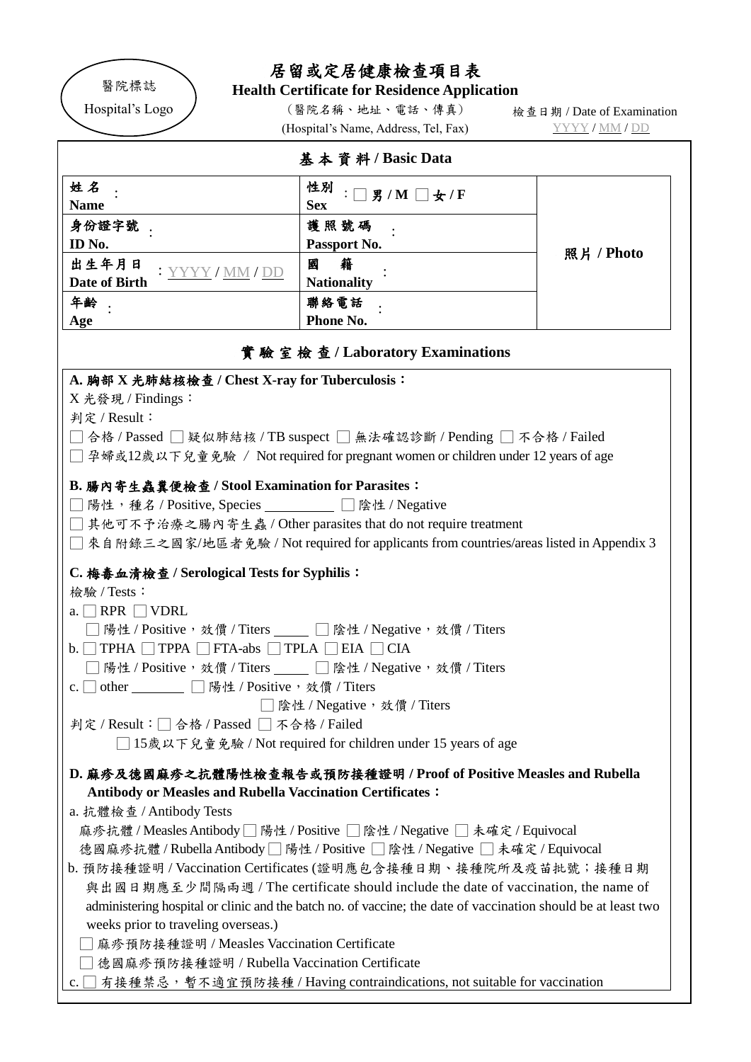醫院標誌
Hospital's Logo

# 居留或定居健康檢查項目表

**Health Certificate for Residence Application**

（醫院名稱、地址、電話、傳真）
(Hospital's Name, Address, Tel, Fax)

檢查日期 / Date of Examination
YYYY / MM / DD

## 基本資料 / Basic Data

| | | |
|---|---|---|
| **姓名 Name**： | **性別 Sex**：□ **男 / M** □ **女 / F** | **照片 / Photo** |
| **身份證字號 ID No.**： | **護照號碼 Passport No.**： | |
| **出生年月日 Date of Birth**：YYYY / MM / DD | **國籍 Nationality**： | |
| **年齡 Age**： | **聯絡電話 Phone No.**： | |

## 實驗室檢查 / Laboratory Examinations

**A. 胸部X光肺結核檢查 / Chest X-ray for Tuberculosis：**

X光發現 / Findings：

判定 / Result：

□ 合格 / Passed □ 疑似肺結核 / TB suspect □ 無法確認診斷 / Pending □ 不合格 / Failed

□ 孕婦或12歲以下兒童免驗 / Not required for pregnant women or children under 12 years of age

**B. 腸內寄生蟲糞便檢查 / Stool Examination for Parasites：**

□ 陽性，種名 / Positive, Species __________ □ 陰性 / Negative

□ 其他可不予治療之腸內寄生蟲 / Other parasites that do not require treatment

□ 來自附錄三之國家/地區者免驗 / Not required for applicants from countries/areas listed in Appendix 3

**C. 梅毒血清檢查 / Serological Tests for Syphilis：**

檢驗 / Tests：

a. □ RPR □ VDRL

□ 陽性 / Positive，效價 / Titers _____ □ 陰性 / Negative，效價 / Titers

b. □ TPHA □ TPPA □ FTA-abs □ TPLA □ EIA □ CIA

□ 陽性 / Positive，效價 / Titers _____ □ 陰性 / Negative，效價 / Titers

c. □ other ________ □ 陽性 / Positive，效價 / Titers

□ 陰性 / Negative，效價 / Titers

判定 / Result：□ 合格 / Passed □ 不合格 / Failed

□ 15歲以下兒童免驗 / Not required for children under 15 years of age

**D. 麻疹及德國麻疹之抗體陽性檢查報告或預防接種證明 / Proof of Positive Measles and Rubella Antibody or Measles and Rubella Vaccination Certificates：**

a. 抗體檢查 / Antibody Tests

麻疹抗體 / Measles Antibody □ 陽性 / Positive □ 陰性 / Negative □ 未確定 / Equivocal

德國麻疹抗體 / Rubella Antibody □ 陽性 / Positive □ 陰性 / Negative □ 未確定 / Equivocal

b. 預防接種證明 / Vaccination Certificates (證明應包含接種日期、接種院所及疫苗批號；接種日期與出國日期應至少間隔兩週 / The certificate should include the date of vaccination, the name of administering hospital or clinic and the batch no. of vaccine; the date of vaccination should be at least two weeks prior to traveling overseas.)

□ 麻疹預防接種證明 / Measles Vaccination Certificate

□ 德國麻疹預防接種證明 / Rubella Vaccination Certificate

c. □ 有接種禁忌，暫不適宜預防接種 / Having contraindications, not suitable for vaccination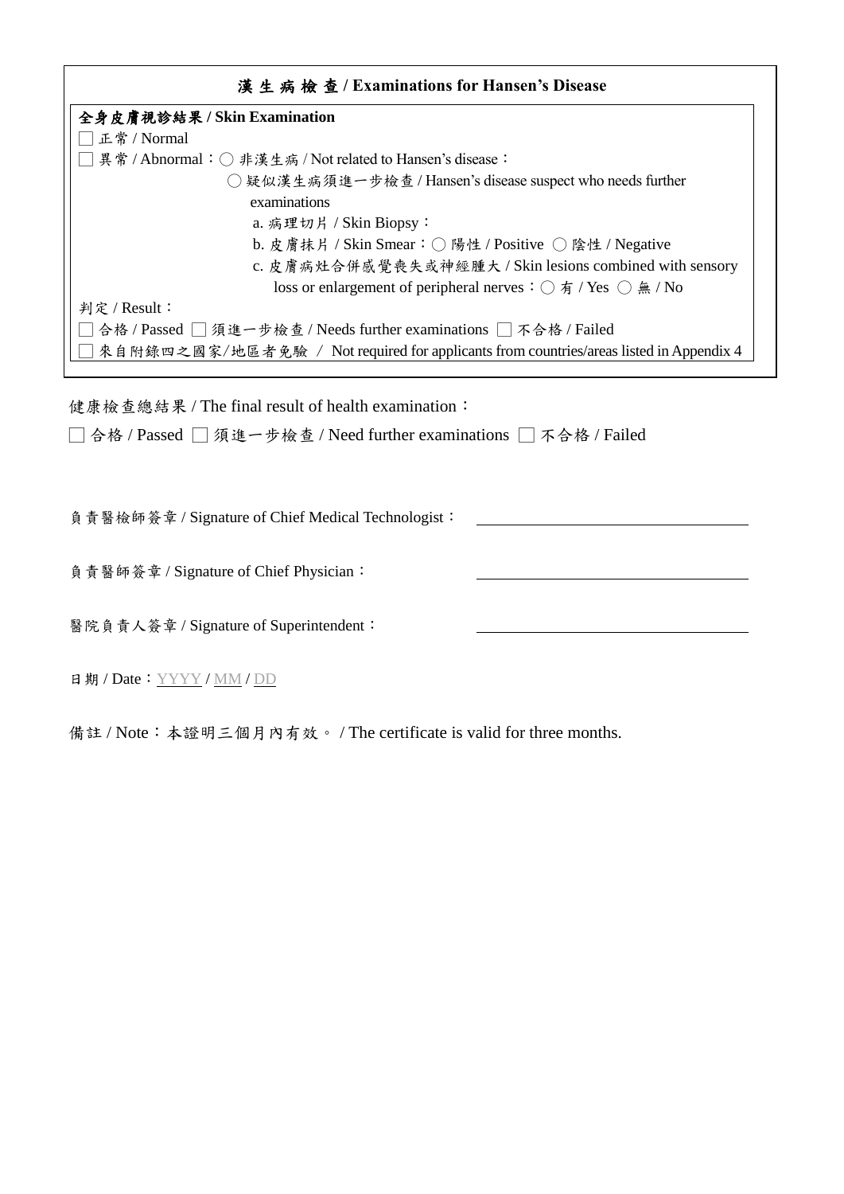## 漢 生 病 檢 查 / Examinations for Hansen's Disease

**全身皮膚視診結果 / Skin Examination**

□ 正常 / Normal

□ 異常 / Abnormal：◯ 非漢生病 / Not related to Hansen's disease：

◯ 疑似漢生病須進一步檢查 / Hansen's disease suspect who needs further examinations

a. 病理切片 / Skin Biopsy：

b. 皮膚抹片 / Skin Smear：◯ 陽性 / Positive ◯ 陰性 / Negative

c. 皮膚病灶合併感覺喪失或神經腫大 / Skin lesions combined with sensory loss or enlargement of peripheral nerves：◯ 有 / Yes ◯ 無 / No

判定 / Result：

□ 合格 / Passed □ 須進一步檢查 / Needs further examinations □ 不合格 / Failed

□ 來自附錄四之國家/地區者免驗 / Not required for applicants from countries/areas listed in Appendix 4

健康檢查總結果 / The final result of health examination：

□ 合格 / Passed □ 須進一步檢查 / Need further examinations □ 不合格 / Failed

負責醫檢師簽章 / Signature of Chief Medical Technologist： ______________________

負責醫師簽章 / Signature of Chief Physician： ______________________

醫院負責人簽章 / Signature of Superintendent： ______________________

日期 / Date：YYYY / MM / DD

備註 / Note：本證明三個月內有效。 / The certificate is valid for three months.